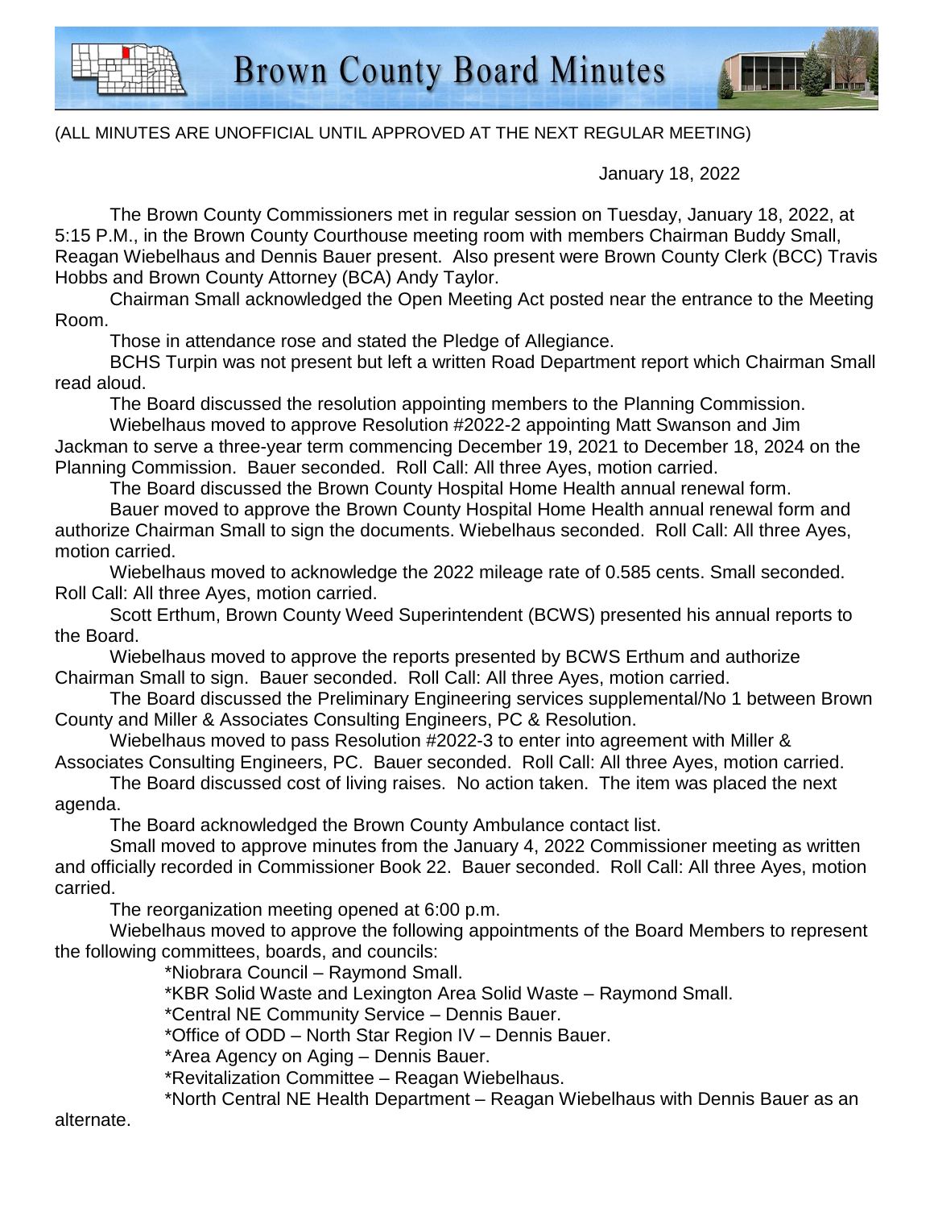# Brown County Board Minutes

(ALL MINUTES ARE UNOFFICIAL UNTIL APPROVED AT THE NEXT REGULAR MEETING)

January 18, 2022

The Brown County Commissioners met in regular session on Tuesday, January 18, 2022, at 5:15 P.M., in the Brown County Courthouse meeting room with members Chairman Buddy Small, Reagan Wiebelhaus and Dennis Bauer present. Also present were Brown County Clerk (BCC) Travis Hobbs and Brown County Attorney (BCA) Andy Taylor.

Chairman Small acknowledged the Open Meeting Act posted near the entrance to the Meeting Room.

Those in attendance rose and stated the Pledge of Allegiance.

BCHS Turpin was not present but left a written Road Department report which Chairman Small read aloud.

The Board discussed the resolution appointing members to the Planning Commission.

Wiebelhaus moved to approve Resolution #2022-2 appointing Matt Swanson and Jim Jackman to serve a three-year term commencing December 19, 2021 to December 18, 2024 on the Planning Commission. Bauer seconded. Roll Call: All three Ayes, motion carried.

The Board discussed the Brown County Hospital Home Health annual renewal form.

Bauer moved to approve the Brown County Hospital Home Health annual renewal form and authorize Chairman Small to sign the documents. Wiebelhaus seconded. Roll Call: All three Ayes, motion carried.

Wiebelhaus moved to acknowledge the 2022 mileage rate of 0.585 cents. Small seconded. Roll Call: All three Ayes, motion carried.

Scott Erthum, Brown County Weed Superintendent (BCWS) presented his annual reports to the Board.

Wiebelhaus moved to approve the reports presented by BCWS Erthum and authorize Chairman Small to sign. Bauer seconded. Roll Call: All three Ayes, motion carried.

The Board discussed the Preliminary Engineering services supplemental/No 1 between Brown County and Miller & Associates Consulting Engineers, PC & Resolution.

Wiebelhaus moved to pass Resolution #2022-3 to enter into agreement with Miller & Associates Consulting Engineers, PC. Bauer seconded. Roll Call: All three Ayes, motion carried.

The Board discussed cost of living raises. No action taken. The item was placed the next agenda.

The Board acknowledged the Brown County Ambulance contact list.

Small moved to approve minutes from the January 4, 2022 Commissioner meeting as written and officially recorded in Commissioner Book 22. Bauer seconded. Roll Call: All three Ayes, motion carried.

The reorganization meeting opened at 6:00 p.m.

Wiebelhaus moved to approve the following appointments of the Board Members to represent the following committees, boards, and councils:

*Niobrara Council – Raymond Small.

*KBR Solid Waste and Lexington Area Solid Waste – Raymond Small.

*Central NE Community Service – Dennis Bauer.

*Office of ODD – North Star Region IV – Dennis Bauer.

*Area Agency on Aging – Dennis Bauer.

*Revitalization Committee – Reagan Wiebelhaus.

*North Central NE Health Department – Reagan Wiebelhaus with Dennis Bauer as an alternate.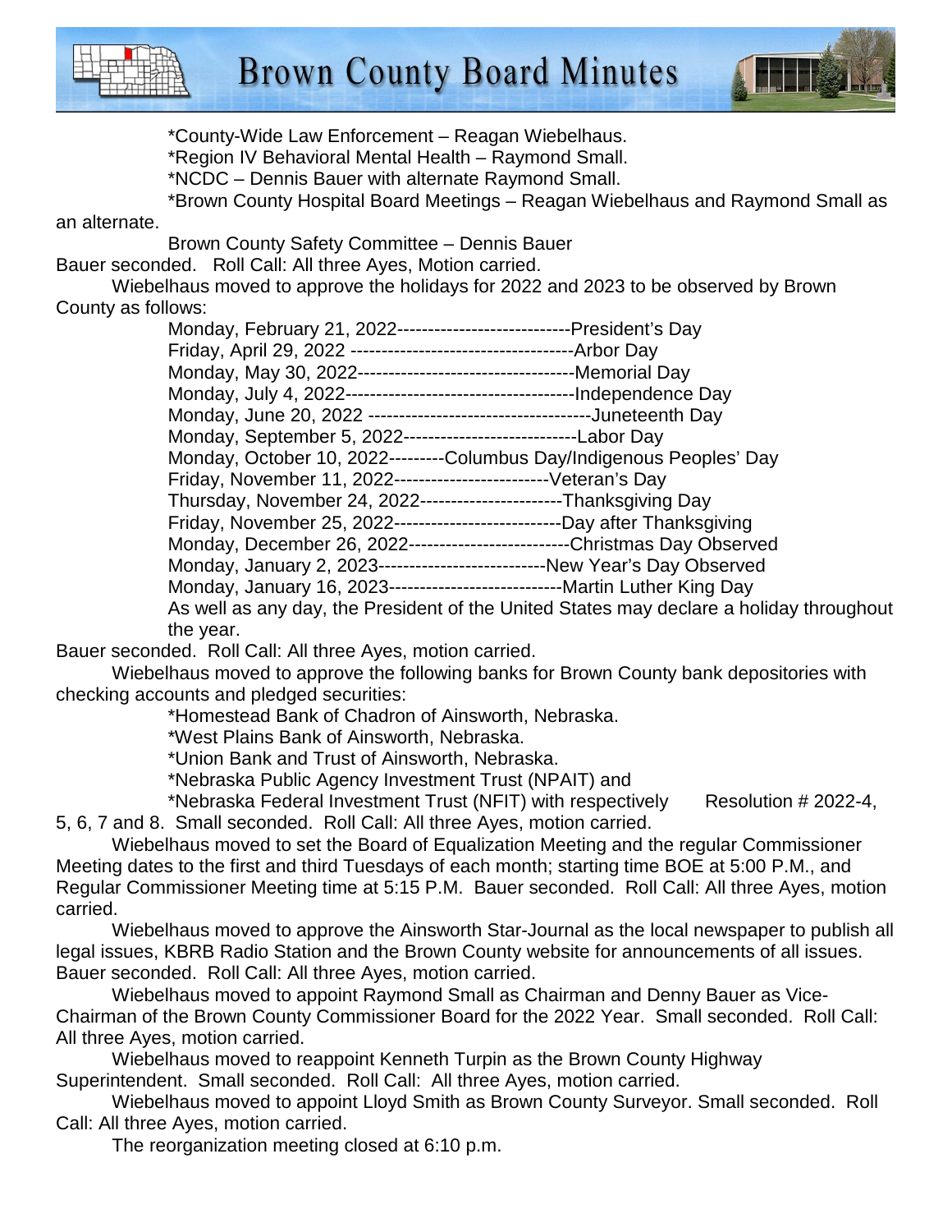*County-Wide Law Enforcement – Reagan Wiebelhaus.
*Region IV Behavioral Mental Health – Raymond Small.
*NCDC – Dennis Bauer with alternate Raymond Small.
*Brown County Hospital Board Meetings – Reagan Wiebelhaus and Raymond Small as an alternate.
Brown County Safety Committee – Dennis Bauer
Bauer seconded. Roll Call: All three Ayes, Motion carried.

Wiebelhaus moved to approve the holidays for 2022 and 2023 to be observed by Brown County as follows:

Monday, February 21, 2022----------------------------President's Day
Friday, April 29, 2022 -----------------------------------Arbor Day
Monday, May 30, 2022----------------------------------Memorial Day
Monday, July 4, 2022------------------------------------Independence Day
Monday, June 20, 2022 ----------------------------------Juneteenth Day
Monday, September 5, 2022----------------------------Labor Day
Monday, October 10, 2022---------Columbus Day/Indigenous Peoples' Day
Friday, November 11, 2022-------------------------Veteran's Day
Thursday, November 24, 2022-----------------------Thanksgiving Day
Friday, November 25, 2022---------------------------Day after Thanksgiving
Monday, December 26, 2022-------------------------Christmas Day Observed
Monday, January 2, 2023---------------------------New Year's Day Observed
Monday, January 16, 2023----------------------------Martin Luther King Day
As well as any day, the President of the United States may declare a holiday throughout the year.

Bauer seconded. Roll Call: All three Ayes, motion carried.

Wiebelhaus moved to approve the following banks for Brown County bank depositories with checking accounts and pledged securities:

*Homestead Bank of Chadron of Ainsworth, Nebraska.
*West Plains Bank of Ainsworth, Nebraska.
*Union Bank and Trust of Ainsworth, Nebraska.
*Nebraska Public Agency Investment Trust (NPAIT) and
*Nebraska Federal Investment Trust (NFIT) with respectively Resolution # 2022-4, 5, 6, 7 and 8. Small seconded. Roll Call: All three Ayes, motion carried.

Wiebelhaus moved to set the Board of Equalization Meeting and the regular Commissioner Meeting dates to the first and third Tuesdays of each month; starting time BOE at 5:00 P.M., and Regular Commissioner Meeting time at 5:15 P.M. Bauer seconded. Roll Call: All three Ayes, motion carried.

Wiebelhaus moved to approve the Ainsworth Star-Journal as the local newspaper to publish all legal issues, KBRB Radio Station and the Brown County website for announcements of all issues. Bauer seconded. Roll Call: All three Ayes, motion carried.

Wiebelhaus moved to appoint Raymond Small as Chairman and Denny Bauer as Vice-Chairman of the Brown County Commissioner Board for the 2022 Year. Small seconded. Roll Call: All three Ayes, motion carried.

Wiebelhaus moved to reappoint Kenneth Turpin as the Brown County Highway Superintendent. Small seconded. Roll Call: All three Ayes, motion carried.

Wiebelhaus moved to appoint Lloyd Smith as Brown County Surveyor. Small seconded. Roll Call: All three Ayes, motion carried.

The reorganization meeting closed at 6:10 p.m.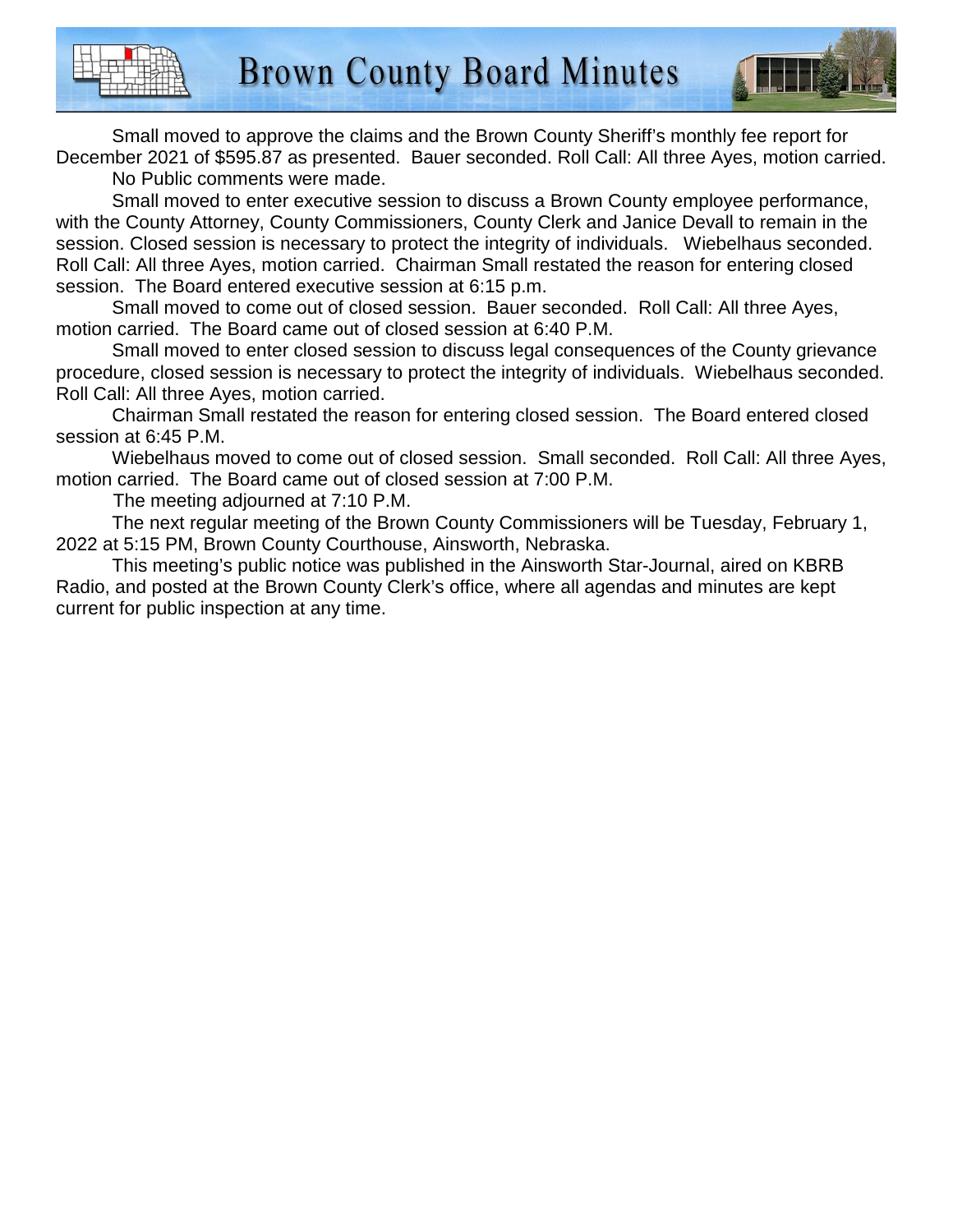Small moved to approve the claims and the Brown County Sheriff's monthly fee report for December 2021 of $595.87 as presented. Bauer seconded. Roll Call: All three Ayes, motion carried.

No Public comments were made.

Small moved to enter executive session to discuss a Brown County employee performance, with the County Attorney, County Commissioners, County Clerk and Janice Devall to remain in the session. Closed session is necessary to protect the integrity of individuals. Wiebelhaus seconded. Roll Call: All three Ayes, motion carried. Chairman Small restated the reason for entering closed session. The Board entered executive session at 6:15 p.m.

Small moved to come out of closed session. Bauer seconded. Roll Call: All three Ayes, motion carried. The Board came out of closed session at 6:40 P.M.

Small moved to enter closed session to discuss legal consequences of the County grievance procedure, closed session is necessary to protect the integrity of individuals. Wiebelhaus seconded. Roll Call: All three Ayes, motion carried.

Chairman Small restated the reason for entering closed session. The Board entered closed session at 6:45 P.M.

Wiebelhaus moved to come out of closed session. Small seconded. Roll Call: All three Ayes, motion carried. The Board came out of closed session at 7:00 P.M.

The meeting adjourned at 7:10 P.M.

The next regular meeting of the Brown County Commissioners will be Tuesday, February 1, 2022 at 5:15 PM, Brown County Courthouse, Ainsworth, Nebraska.

This meeting's public notice was published in the Ainsworth Star-Journal, aired on KBRB Radio, and posted at the Brown County Clerk's office, where all agendas and minutes are kept current for public inspection at any time.